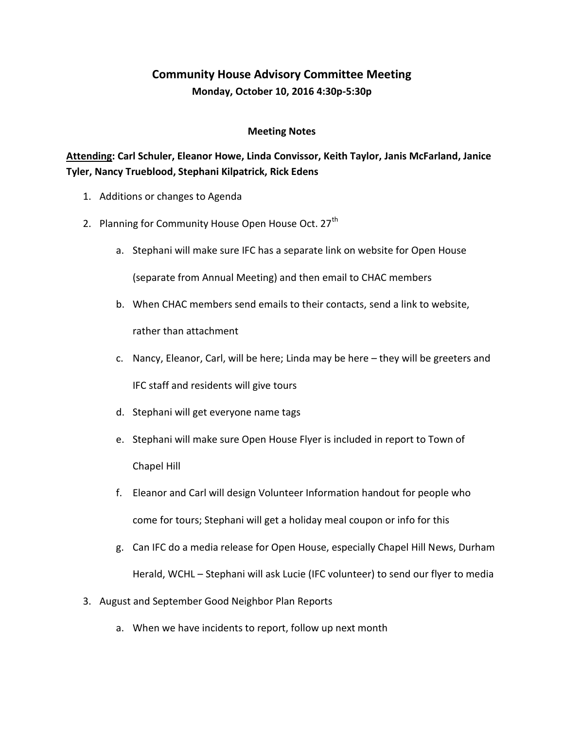# Community House Advisory Committee Meeting

**Monday, October 10, 2016 4:30p-5:30p**

**Meeting Notes**

**<u>Attending</u>: Carl Schuler, Eleanor Howe, Linda Convissor, Keith Taylor, Janis McFarland, Janice Tyler, Nancy Trueblood, Stephani Kilpatrick, Rick Edens**

1. Additions or changes to Agenda
2. Planning for Community House Open House Oct. 27th
    a. Stephani will make sure IFC has a separate link on website for Open House (separate from Annual Meeting) and then email to CHAC members
    b. When CHAC members send emails to their contacts, send a link to website, rather than attachment
    c. Nancy, Eleanor, Carl, will be here; Linda may be here – they will be greeters and IFC staff and residents will give tours
    d. Stephani will get everyone name tags
    e. Stephani will make sure Open House Flyer is included in report to Town of Chapel Hill
    f. Eleanor and Carl will design Volunteer Information handout for people who come for tours; Stephani will get a holiday meal coupon or info for this
    g. Can IFC do a media release for Open House, especially Chapel Hill News, Durham Herald, WCHL – Stephani will ask Lucie (IFC volunteer) to send our flyer to media
3. August and September Good Neighbor Plan Reports
    a. When we have incidents to report, follow up next month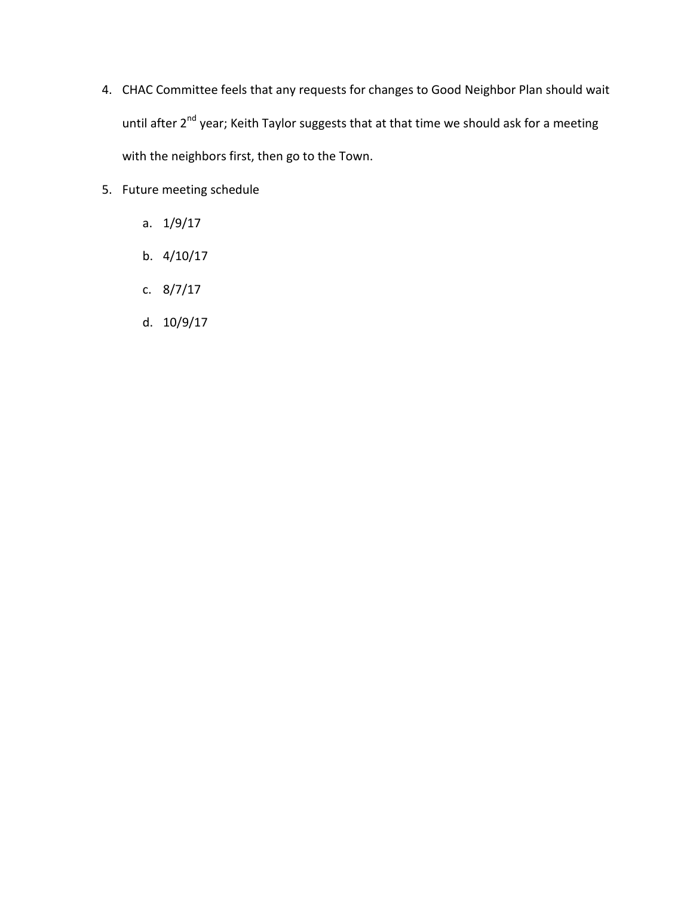4. CHAC Committee feels that any requests for changes to Good Neighbor Plan should wait until after 2nd year; Keith Taylor suggests that at that time we should ask for a meeting with the neighbors first, then go to the Town.
5. Future meeting schedule
   a. 1/9/17
   b. 4/10/17
   c. 8/7/17
   d. 10/9/17